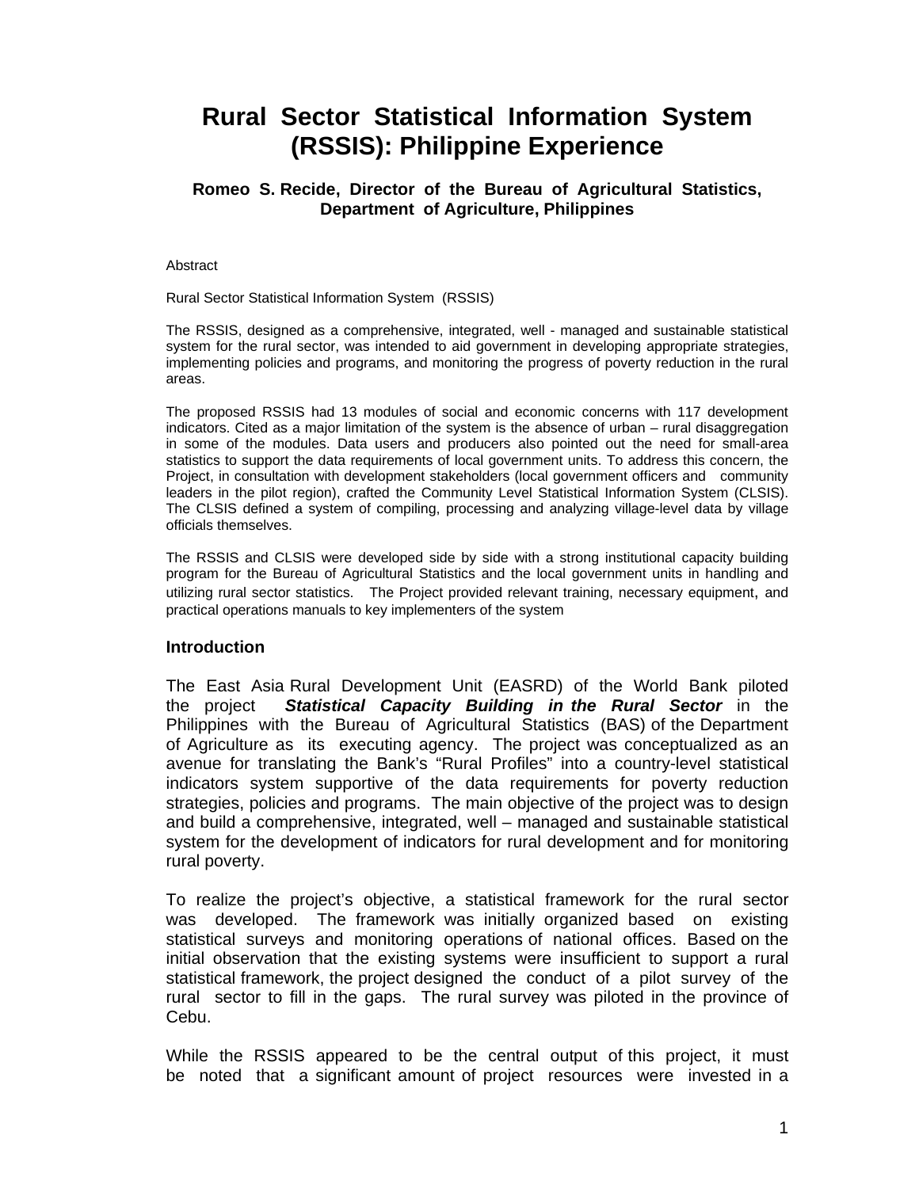# Rural Sector Statistical Information System (RSSIS): Philippine Experience

**Romeo S. Recide, Director of the Bureau of Agricultural Statistics, Department of Agriculture, Philippines**

Abstract

Rural Sector Statistical Information System (RSSIS)

The RSSIS, designed as a comprehensive, integrated, well - managed and sustainable statistical system for the rural sector, was intended to aid government in developing appropriate strategies, implementing policies and programs, and monitoring the progress of poverty reduction in the rural areas.

The proposed RSSIS had 13 modules of social and economic concerns with 117 development indicators. Cited as a major limitation of the system is the absence of urban – rural disaggregation in some of the modules. Data users and producers also pointed out the need for small-area statistics to support the data requirements of local government units. To address this concern, the Project, in consultation with development stakeholders (local government officers and community leaders in the pilot region), crafted the Community Level Statistical Information System (CLSIS). The CLSIS defined a system of compiling, processing and analyzing village-level data by village officials themselves.

The RSSIS and CLSIS were developed side by side with a strong institutional capacity building program for the Bureau of Agricultural Statistics and the local government units in handling and utilizing rural sector statistics. The Project provided relevant training, necessary equipment, and practical operations manuals to key implementers of the system

## Introduction

The East Asia Rural Development Unit (EASRD) of the World Bank piloted the project ***Statistical Capacity Building in the Rural Sector*** in the Philippines with the Bureau of Agricultural Statistics (BAS) of the Department of Agriculture as its executing agency. The project was conceptualized as an avenue for translating the Bank's "Rural Profiles" into a country-level statistical indicators system supportive of the data requirements for poverty reduction strategies, policies and programs. The main objective of the project was to design and build a comprehensive, integrated, well – managed and sustainable statistical system for the development of indicators for rural development and for monitoring rural poverty.

To realize the project's objective, a statistical framework for the rural sector was developed. The framework was initially organized based on existing statistical surveys and monitoring operations of national offices. Based on the initial observation that the existing systems were insufficient to support a rural statistical framework, the project designed the conduct of a pilot survey of the rural sector to fill in the gaps. The rural survey was piloted in the province of Cebu.

While the RSSIS appeared to be the central output of this project, it must be noted that a significant amount of project resources were invested in a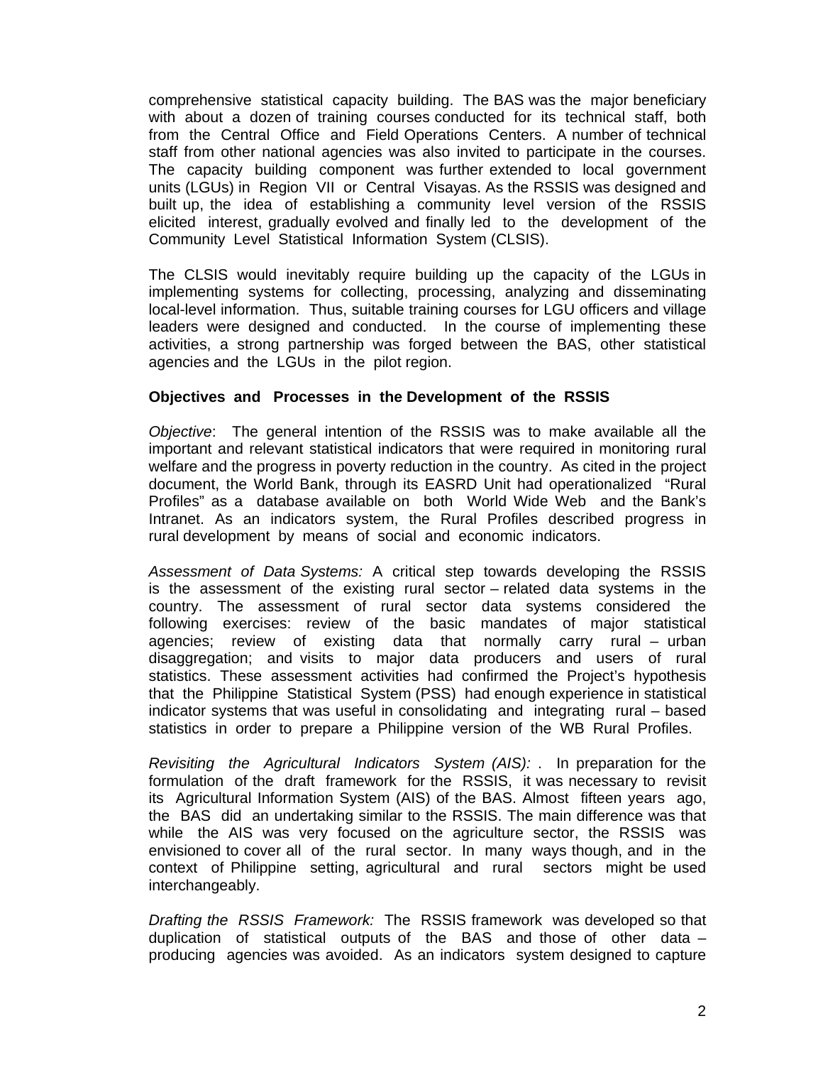comprehensive statistical capacity building. The BAS was the major beneficiary with about a dozen of training courses conducted for its technical staff, both from the Central Office and Field Operations Centers. A number of technical staff from other national agencies was also invited to participate in the courses. The capacity building component was further extended to local government units (LGUs) in Region VII or Central Visayas. As the RSSIS was designed and built up, the idea of establishing a community level version of the RSSIS elicited interest, gradually evolved and finally led to the development of the Community Level Statistical Information System (CLSIS).

The CLSIS would inevitably require building up the capacity of the LGUs in implementing systems for collecting, processing, analyzing and disseminating local-level information. Thus, suitable training courses for LGU officers and village leaders were designed and conducted. In the course of implementing these activities, a strong partnership was forged between the BAS, other statistical agencies and the LGUs in the pilot region.

**Objectives and Processes in the Development of the RSSIS**

*Objective*: The general intention of the RSSIS was to make available all the important and relevant statistical indicators that were required in monitoring rural welfare and the progress in poverty reduction in the country. As cited in the project document, the World Bank, through its EASRD Unit had operationalized "Rural Profiles" as a database available on both World Wide Web and the Bank's Intranet. As an indicators system, the Rural Profiles described progress in rural development by means of social and economic indicators.

*Assessment of Data Systems:* A critical step towards developing the RSSIS is the assessment of the existing rural sector – related data systems in the country. The assessment of rural sector data systems considered the following exercises: review of the basic mandates of major statistical agencies; review of existing data that normally carry rural – urban disaggregation; and visits to major data producers and users of rural statistics. These assessment activities had confirmed the Project's hypothesis that the Philippine Statistical System (PSS) had enough experience in statistical indicator systems that was useful in consolidating and integrating rural – based statistics in order to prepare a Philippine version of the WB Rural Profiles.

*Revisiting the Agricultural Indicators System (AIS):* . In preparation for the formulation of the draft framework for the RSSIS, it was necessary to revisit its Agricultural Information System (AIS) of the BAS. Almost fifteen years ago, the BAS did an undertaking similar to the RSSIS. The main difference was that while the AIS was very focused on the agriculture sector, the RSSIS was envisioned to cover all of the rural sector. In many ways though, and in the context of Philippine setting, agricultural and rural sectors might be used interchangeably.

*Drafting the RSSIS Framework:* The RSSIS framework was developed so that duplication of statistical outputs of the BAS and those of other data – producing agencies was avoided. As an indicators system designed to capture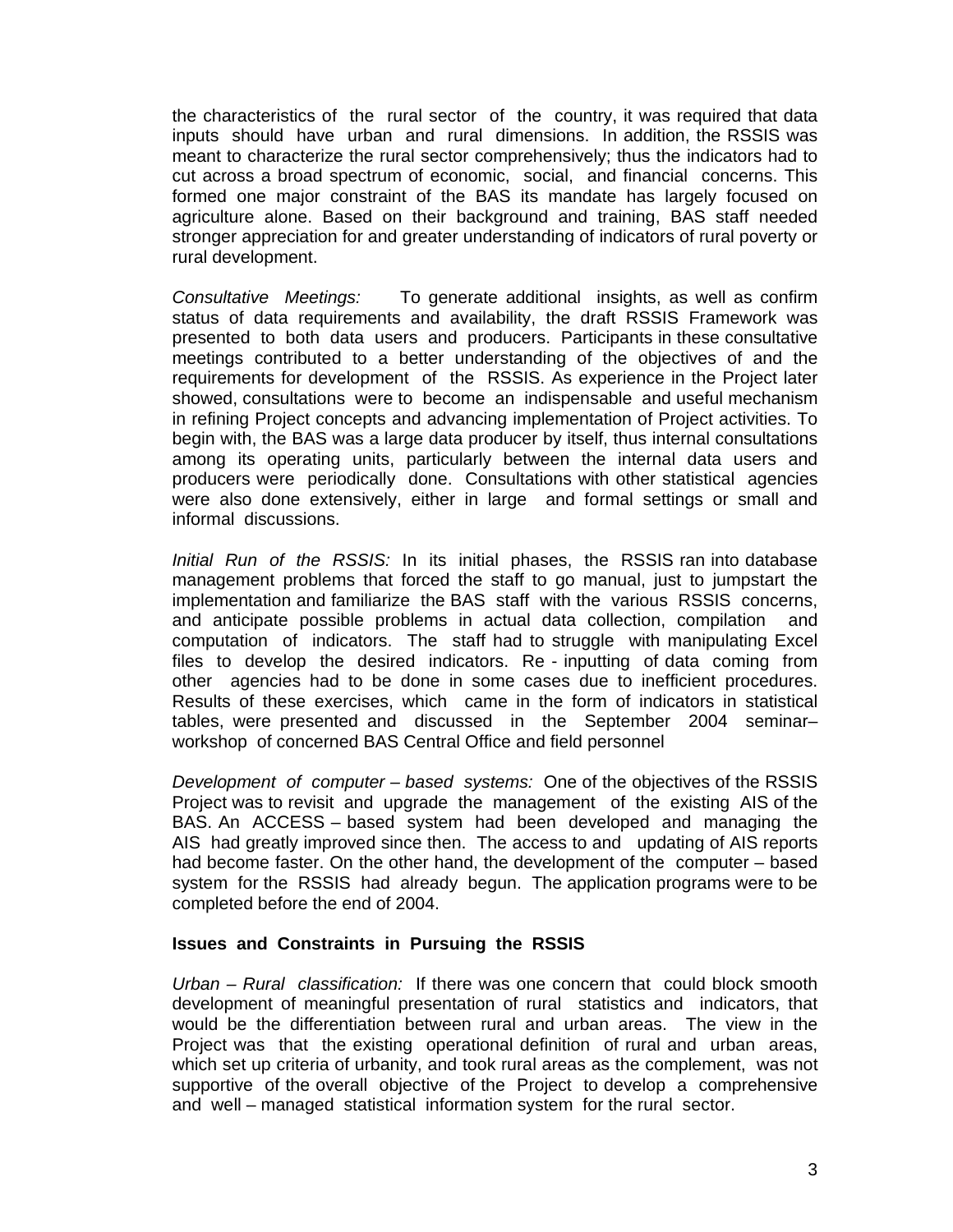the characteristics of the rural sector of the country, it was required that data inputs should have urban and rural dimensions. In addition, the RSSIS was meant to characterize the rural sector comprehensively; thus the indicators had to cut across a broad spectrum of economic, social, and financial concerns. This formed one major constraint of the BAS its mandate has largely focused on agriculture alone. Based on their background and training, BAS staff needed stronger appreciation for and greater understanding of indicators of rural poverty or rural development.

*Consultative Meetings:* To generate additional insights, as well as confirm status of data requirements and availability, the draft RSSIS Framework was presented to both data users and producers. Participants in these consultative meetings contributed to a better understanding of the objectives of and the requirements for development of the RSSIS. As experience in the Project later showed, consultations were to become an indispensable and useful mechanism in refining Project concepts and advancing implementation of Project activities. To begin with, the BAS was a large data producer by itself, thus internal consultations among its operating units, particularly between the internal data users and producers were periodically done. Consultations with other statistical agencies were also done extensively, either in large and formal settings or small and informal discussions.

*Initial Run of the RSSIS:* In its initial phases, the RSSIS ran into database management problems that forced the staff to go manual, just to jumpstart the implementation and familiarize the BAS staff with the various RSSIS concerns, and anticipate possible problems in actual data collection, compilation and computation of indicators. The staff had to struggle with manipulating Excel files to develop the desired indicators. Re - inputting of data coming from other agencies had to be done in some cases due to inefficient procedures. Results of these exercises, which came in the form of indicators in statistical tables, were presented and discussed in the September 2004 seminar–workshop of concerned BAS Central Office and field personnel

*Development of computer – based systems:* One of the objectives of the RSSIS Project was to revisit and upgrade the management of the existing AIS of the BAS. An ACCESS – based system had been developed and managing the AIS had greatly improved since then. The access to and updating of AIS reports had become faster. On the other hand, the development of the computer – based system for the RSSIS had already begun. The application programs were to be completed before the end of 2004.

**Issues and Constraints in Pursuing the RSSIS**

*Urban – Rural classification:* If there was one concern that could block smooth development of meaningful presentation of rural statistics and indicators, that would be the differentiation between rural and urban areas. The view in the Project was that the existing operational definition of rural and urban areas, which set up criteria of urbanity, and took rural areas as the complement, was not supportive of the overall objective of the Project to develop a comprehensive and well – managed statistical information system for the rural sector.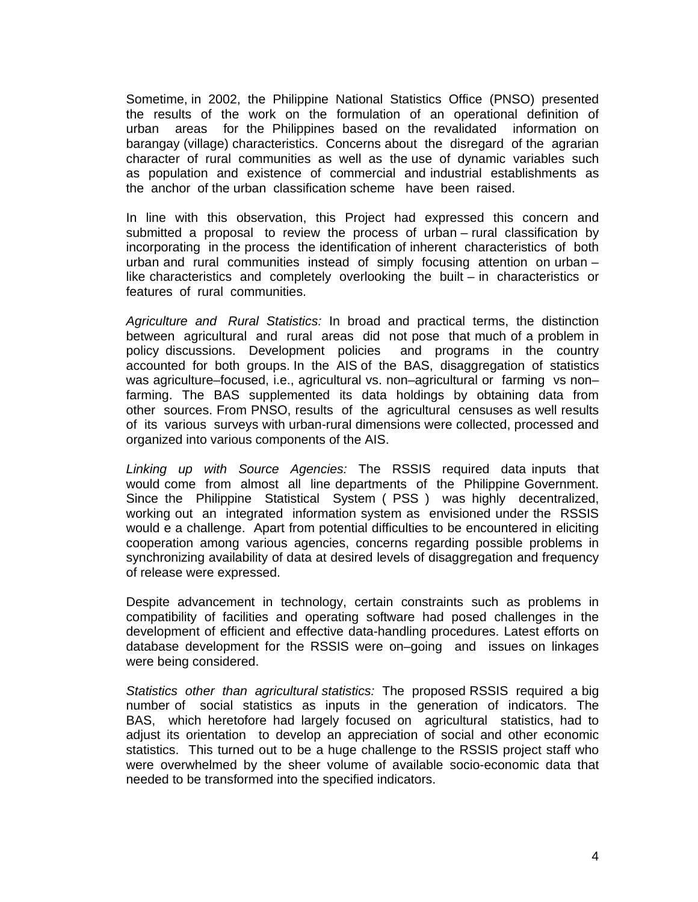Sometime, in 2002, the Philippine National Statistics Office (PNSO) presented the results of the work on the formulation of an operational definition of urban areas for the Philippines based on the revalidated information on barangay (village) characteristics. Concerns about the disregard of the agrarian character of rural communities as well as the use of dynamic variables such as population and existence of commercial and industrial establishments as the anchor of the urban classification scheme have been raised.

In line with this observation, this Project had expressed this concern and submitted a proposal to review the process of urban – rural classification by incorporating in the process the identification of inherent characteristics of both urban and rural communities instead of simply focusing attention on urban – like characteristics and completely overlooking the built – in characteristics or features of rural communities.

*Agriculture and Rural Statistics:* In broad and practical terms, the distinction between agricultural and rural areas did not pose that much of a problem in policy discussions. Development policies and programs in the country accounted for both groups. In the AIS of the BAS, disaggregation of statistics was agriculture–focused, i.e., agricultural vs. non–agricultural or farming vs non–farming. The BAS supplemented its data holdings by obtaining data from other sources. From PNSO, results of the agricultural censuses as well results of its various surveys with urban-rural dimensions were collected, processed and organized into various components of the AIS.

*Linking up with Source Agencies:* The RSSIS required data inputs that would come from almost all line departments of the Philippine Government. Since the Philippine Statistical System ( PSS ) was highly decentralized, working out an integrated information system as envisioned under the RSSIS would e a challenge. Apart from potential difficulties to be encountered in eliciting cooperation among various agencies, concerns regarding possible problems in synchronizing availability of data at desired levels of disaggregation and frequency of release were expressed.

Despite advancement in technology, certain constraints such as problems in compatibility of facilities and operating software had posed challenges in the development of efficient and effective data-handling procedures. Latest efforts on database development for the RSSIS were on–going and issues on linkages were being considered.

*Statistics other than agricultural statistics:* The proposed RSSIS required a big number of social statistics as inputs in the generation of indicators. The BAS, which heretofore had largely focused on agricultural statistics, had to adjust its orientation to develop an appreciation of social and other economic statistics. This turned out to be a huge challenge to the RSSIS project staff who were overwhelmed by the sheer volume of available socio-economic data that needed to be transformed into the specified indicators.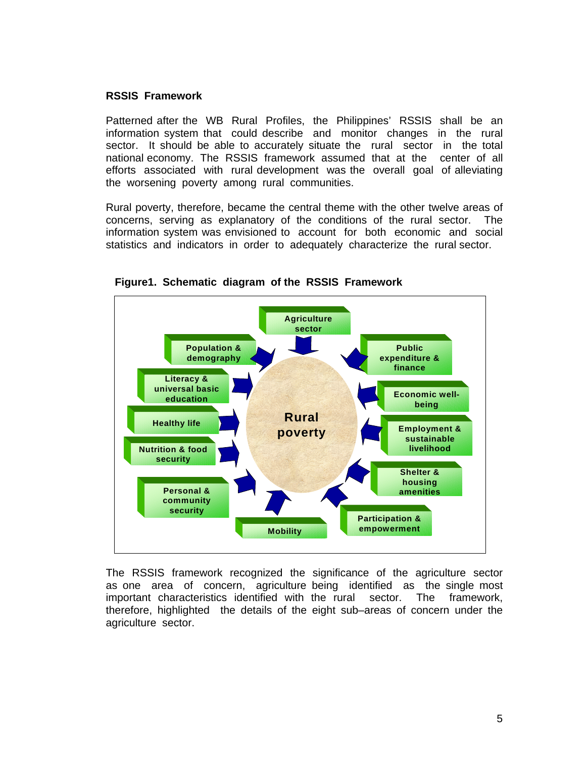**RSSIS Framework**

Patterned after the WB Rural Profiles, the Philippines' RSSIS shall be an information system that could describe and monitor changes in the rural sector. It should be able to accurately situate the rural sector in the total national economy. The RSSIS framework assumed that at the center of all efforts associated with rural development was the overall goal of alleviating the worsening poverty among rural communities.

Rural poverty, therefore, became the central theme with the other twelve areas of concerns, serving as explanatory of the conditions of the rural sector. The information system was envisioned to account for both economic and social statistics and indicators in order to adequately characterize the rural sector.

**Figure1. Schematic diagram of the RSSIS Framework**

Rural poverty

- Agriculture sector
- Public expenditure & finance
- Economic well-being
- Employment & sustainable livelihood
- Shelter & housing amenities
- Participation & empowerment
- Mobility
- Personal & community security
- Nutrition & food security
- Healthy life
- Literacy & universal basic education
- Population & demography

The RSSIS framework recognized the significance of the agriculture sector as one area of concern, agriculture being identified as the single most important characteristics identified with the rural sector. The framework, therefore, highlighted the details of the eight sub–areas of concern under the agriculture sector.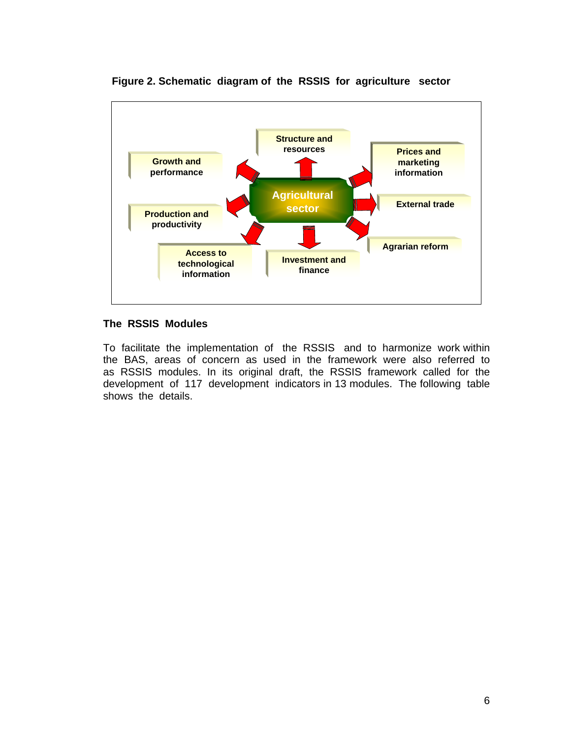**Figure 2. Schematic diagram of the RSSIS for agriculture sector**

Agricultural sector

Structure and resources

Growth and performance

Prices and marketing information

Production and productivity

External trade

Agrarian reform

Access to technological information

Investment and finance

### The RSSIS Modules

To facilitate the implementation of the RSSIS and to harmonize work within the BAS, areas of concern as used in the framework were also referred to as RSSIS modules. In its original draft, the RSSIS framework called for the development of 117 development indicators in 13 modules. The following table shows the details.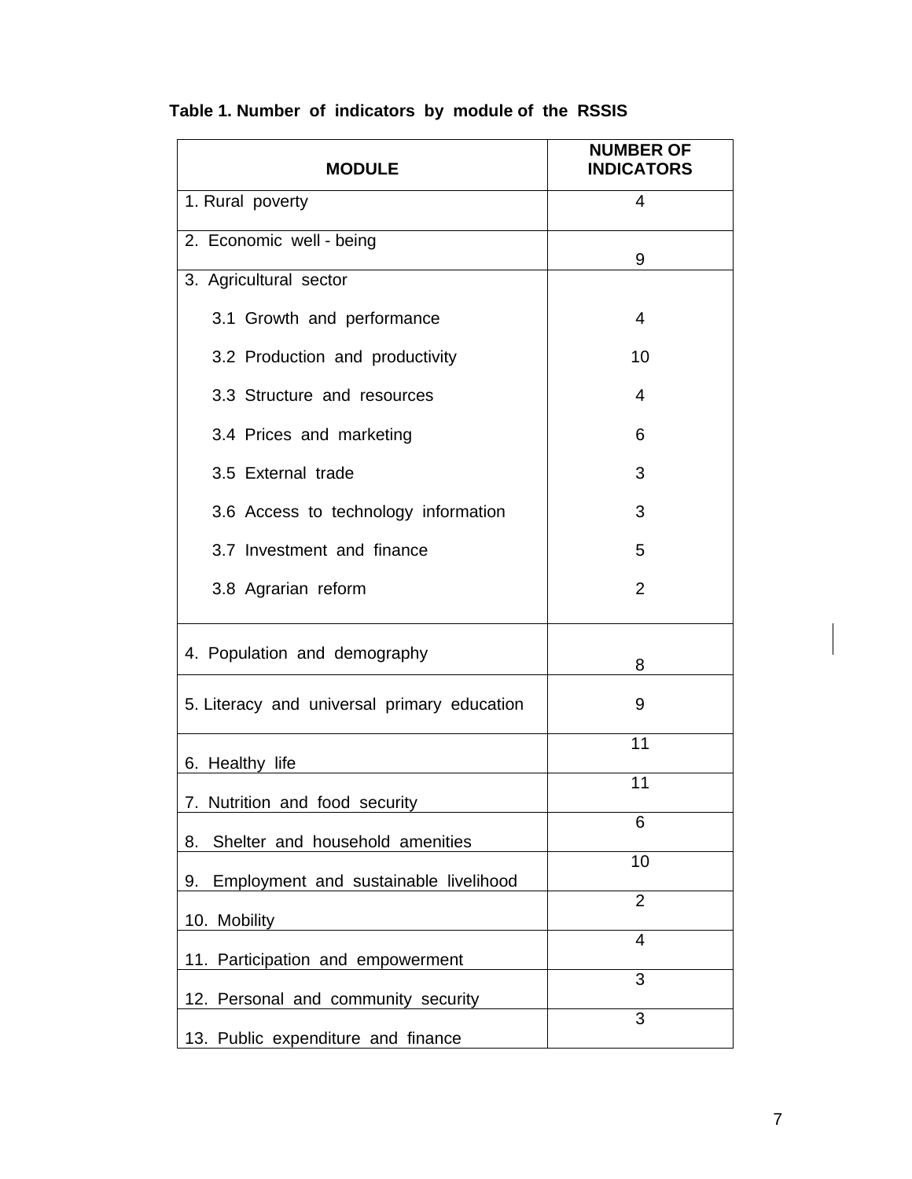**Table 1. Number of indicators by module of the RSSIS**

| MODULE | NUMBER OF INDICATORS |
|---|---|
| 1. Rural poverty | 4 |
| 2. Economic well - being | 9 |
| 3. Agricultural sector | |
| 3.1 Growth and performance | 4 |
| 3.2 Production and productivity | 10 |
| 3.3 Structure and resources | 4 |
| 3.4 Prices and marketing | 6 |
| 3.5 External trade | 3 |
| 3.6 Access to technology information | 3 |
| 3.7 Investment and finance | 5 |
| 3.8 Agrarian reform | 2 |
| 4. Population and demography | 8 |
| 5. Literacy and universal primary education | 9 |
| 6. Healthy life | 11 |
| 7. Nutrition and food security | 11 |
| 8. Shelter and household amenities | 6 |
| 9. Employment and sustainable livelihood | 10 |
| 10. Mobility | 2 |
| 11. Participation and empowerment | 4 |
| 12. Personal and community security | 3 |
| 13. Public expenditure and finance | 3 |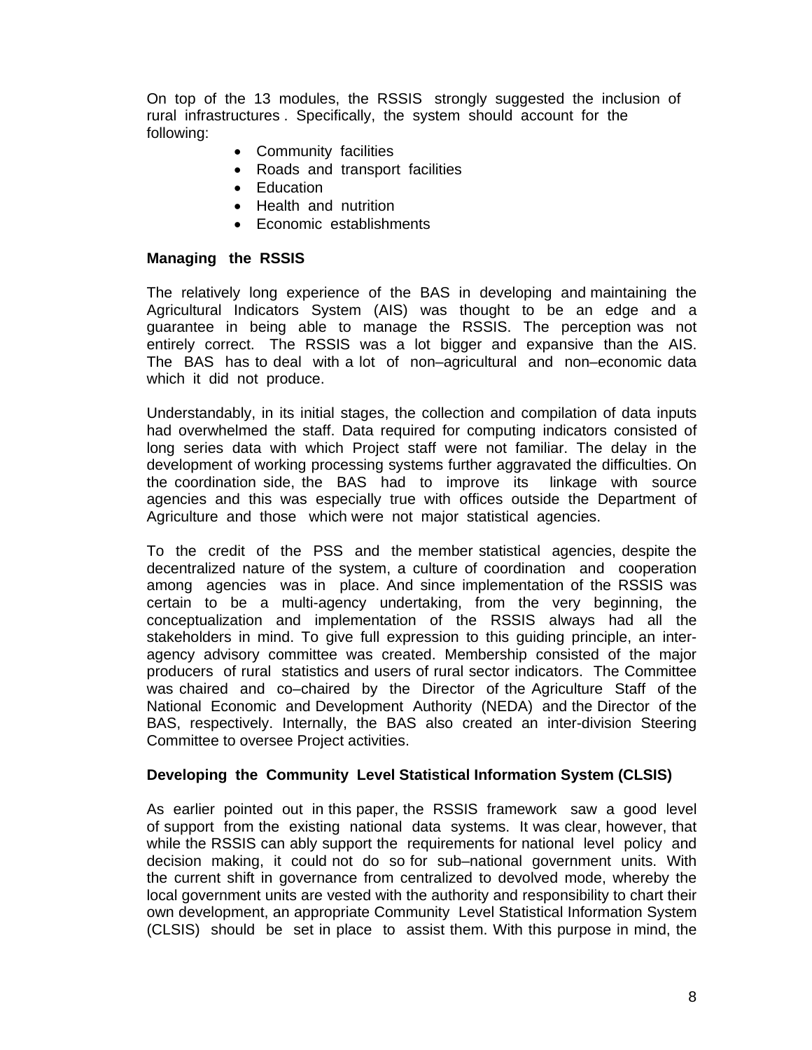On top of the 13 modules, the RSSIS strongly suggested the inclusion of rural infrastructures. Specifically, the system should account for the following:

- Community facilities
- Roads and transport facilities
- Education
- Health and nutrition
- Economic establishments

**Managing the RSSIS**

The relatively long experience of the BAS in developing and maintaining the Agricultural Indicators System (AIS) was thought to be an edge and a guarantee in being able to manage the RSSIS. The perception was not entirely correct. The RSSIS was a lot bigger and expansive than the AIS. The BAS has to deal with a lot of non–agricultural and non–economic data which it did not produce.

Understandably, in its initial stages, the collection and compilation of data inputs had overwhelmed the staff. Data required for computing indicators consisted of long series data with which Project staff were not familiar. The delay in the development of working processing systems further aggravated the difficulties. On the coordination side, the BAS had to improve its linkage with source agencies and this was especially true with offices outside the Department of Agriculture and those which were not major statistical agencies.

To the credit of the PSS and the member statistical agencies, despite the decentralized nature of the system, a culture of coordination and cooperation among agencies was in place. And since implementation of the RSSIS was certain to be a multi-agency undertaking, from the very beginning, the conceptualization and implementation of the RSSIS always had all the stakeholders in mind. To give full expression to this guiding principle, an inter-agency advisory committee was created. Membership consisted of the major producers of rural statistics and users of rural sector indicators. The Committee was chaired and co–chaired by the Director of the Agriculture Staff of the National Economic and Development Authority (NEDA) and the Director of the BAS, respectively. Internally, the BAS also created an inter-division Steering Committee to oversee Project activities.

**Developing the Community Level Statistical Information System (CLSIS)**

As earlier pointed out in this paper, the RSSIS framework saw a good level of support from the existing national data systems. It was clear, however, that while the RSSIS can ably support the requirements for national level policy and decision making, it could not do so for sub–national government units. With the current shift in governance from centralized to devolved mode, whereby the local government units are vested with the authority and responsibility to chart their own development, an appropriate Community Level Statistical Information System (CLSIS) should be set in place to assist them. With this purpose in mind, the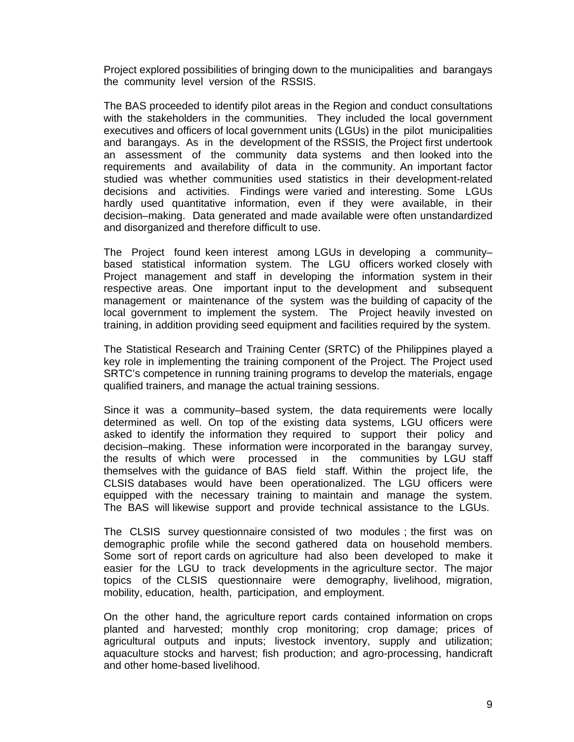Project explored possibilities of bringing down to the municipalities and barangays the community level version of the RSSIS.

The BAS proceeded to identify pilot areas in the Region and conduct consultations with the stakeholders in the communities. They included the local government executives and officers of local government units (LGUs) in the pilot municipalities and barangays. As in the development of the RSSIS, the Project first undertook an assessment of the community data systems and then looked into the requirements and availability of data in the community. An important factor studied was whether communities used statistics in their development-related decisions and activities. Findings were varied and interesting. Some LGUs hardly used quantitative information, even if they were available, in their decision–making. Data generated and made available were often unstandardized and disorganized and therefore difficult to use.

The Project found keen interest among LGUs in developing a community–based statistical information system. The LGU officers worked closely with Project management and staff in developing the information system in their respective areas. One important input to the development and subsequent management or maintenance of the system was the building of capacity of the local government to implement the system. The Project heavily invested on training, in addition providing seed equipment and facilities required by the system.

The Statistical Research and Training Center (SRTC) of the Philippines played a key role in implementing the training component of the Project. The Project used SRTC's competence in running training programs to develop the materials, engage qualified trainers, and manage the actual training sessions.

Since it was a community–based system, the data requirements were locally determined as well. On top of the existing data systems, LGU officers were asked to identify the information they required to support their policy and decision–making. These information were incorporated in the barangay survey, the results of which were processed in the communities by LGU staff themselves with the guidance of BAS field staff. Within the project life, the CLSIS databases would have been operationalized. The LGU officers were equipped with the necessary training to maintain and manage the system. The BAS will likewise support and provide technical assistance to the LGUs.

The CLSIS survey questionnaire consisted of two modules ; the first was on demographic profile while the second gathered data on household members. Some sort of report cards on agriculture had also been developed to make it easier for the LGU to track developments in the agriculture sector. The major topics of the CLSIS questionnaire were demography, livelihood, migration, mobility, education, health, participation, and employment.

On the other hand, the agriculture report cards contained information on crops planted and harvested; monthly crop monitoring; crop damage; prices of agricultural outputs and inputs; livestock inventory, supply and utilization; aquaculture stocks and harvest; fish production; and agro-processing, handicraft and other home-based livelihood.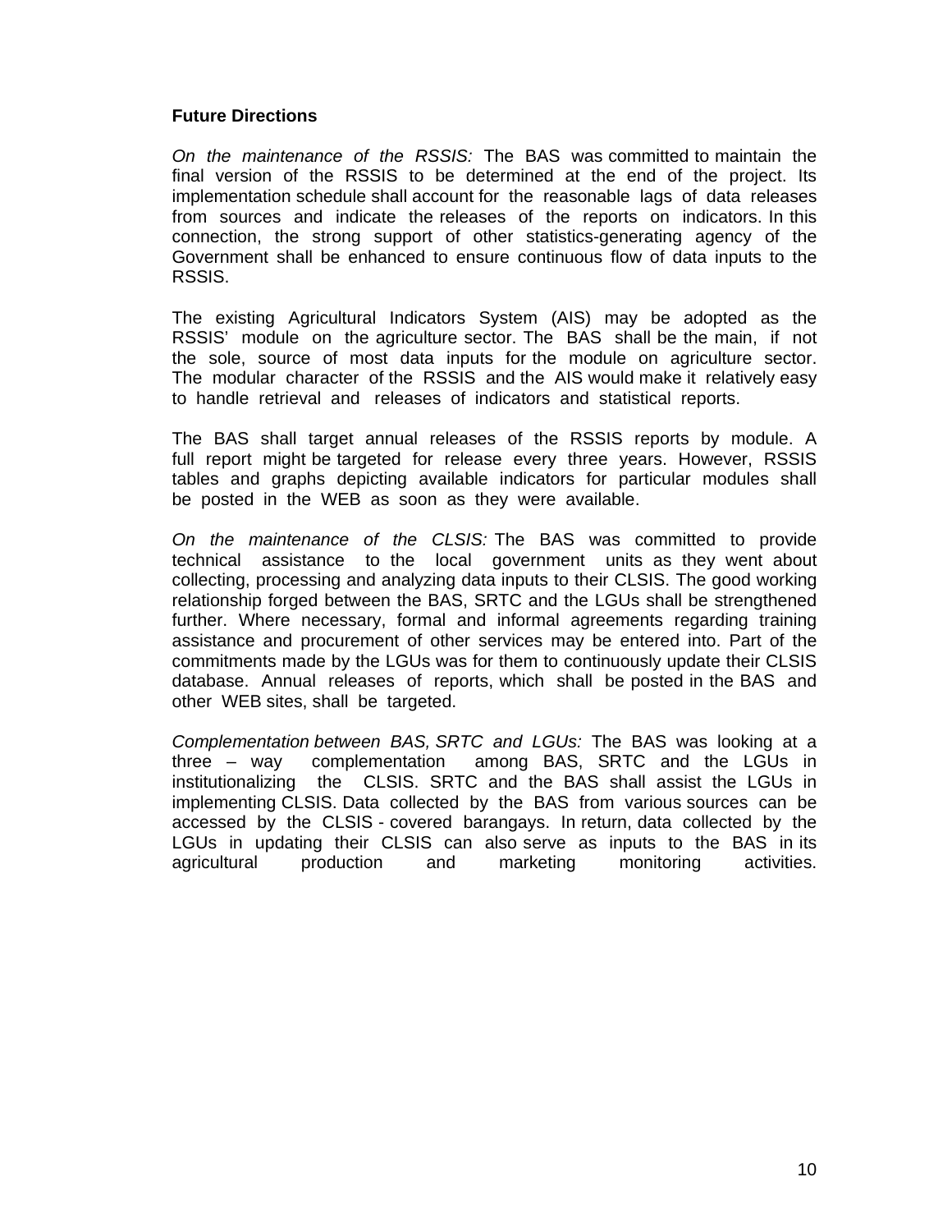**Future Directions**

*On the maintenance of the RSSIS:* The BAS was committed to maintain the final version of the RSSIS to be determined at the end of the project. Its implementation schedule shall account for the reasonable lags of data releases from sources and indicate the releases of the reports on indicators. In this connection, the strong support of other statistics-generating agency of the Government shall be enhanced to ensure continuous flow of data inputs to the RSSIS.

The existing Agricultural Indicators System (AIS) may be adopted as the RSSIS' module on the agriculture sector. The BAS shall be the main, if not the sole, source of most data inputs for the module on agriculture sector. The modular character of the RSSIS and the AIS would make it relatively easy to handle retrieval and releases of indicators and statistical reports.

The BAS shall target annual releases of the RSSIS reports by module. A full report might be targeted for release every three years. However, RSSIS tables and graphs depicting available indicators for particular modules shall be posted in the WEB as soon as they were available.

*On the maintenance of the CLSIS:* The BAS was committed to provide technical assistance to the local government units as they went about collecting, processing and analyzing data inputs to their CLSIS. The good working relationship forged between the BAS, SRTC and the LGUs shall be strengthened further. Where necessary, formal and informal agreements regarding training assistance and procurement of other services may be entered into. Part of the commitments made by the LGUs was for them to continuously update their CLSIS database. Annual releases of reports, which shall be posted in the BAS and other WEB sites, shall be targeted.

*Complementation between BAS, SRTC and LGUs:* The BAS was looking at a three – way complementation among BAS, SRTC and the LGUs in institutionalizing the CLSIS. SRTC and the BAS shall assist the LGUs in implementing CLSIS. Data collected by the BAS from various sources can be accessed by the CLSIS - covered barangays. In return, data collected by the LGUs in updating their CLSIS can also serve as inputs to the BAS in its agricultural production and marketing monitoring activities.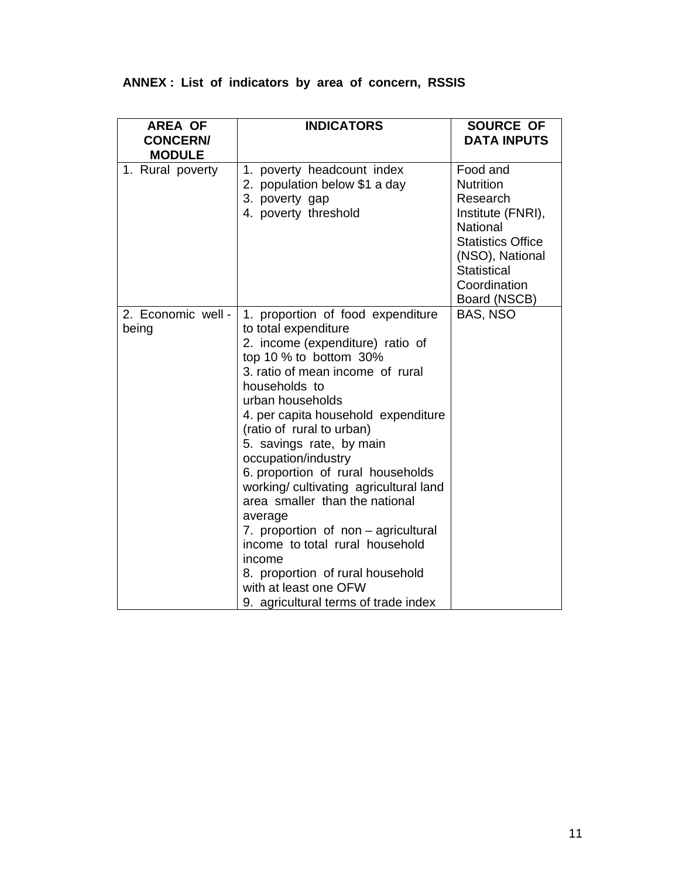**ANNEX : List of indicators by area of concern, RSSIS**

| AREA OF CONCERN/ MODULE | INDICATORS | SOURCE OF DATA INPUTS |
|---|---|---|
| 1. Rural poverty | 1. poverty headcount index<br>2. population below $1 a day<br>3. poverty gap<br>4. poverty threshold | Food and Nutrition Research Institute (FNRI), National Statistics Office (NSO), National Statistical Coordination Board (NSCB) |
| 2. Economic well - being | 1. proportion of food expenditure to total expenditure<br>2. income (expenditure) ratio of top 10 % to bottom 30%<br>3. ratio of mean income of rural households to urban households<br>4. per capita household expenditure (ratio of rural to urban)<br>5. savings rate, by main occupation/industry<br>6. proportion of rural households working/ cultivating agricultural land area smaller than the national average<br>7. proportion of non – agricultural income to total rural household income<br>8. proportion of rural household with at least one OFW<br>9. agricultural terms of trade index | BAS, NSO |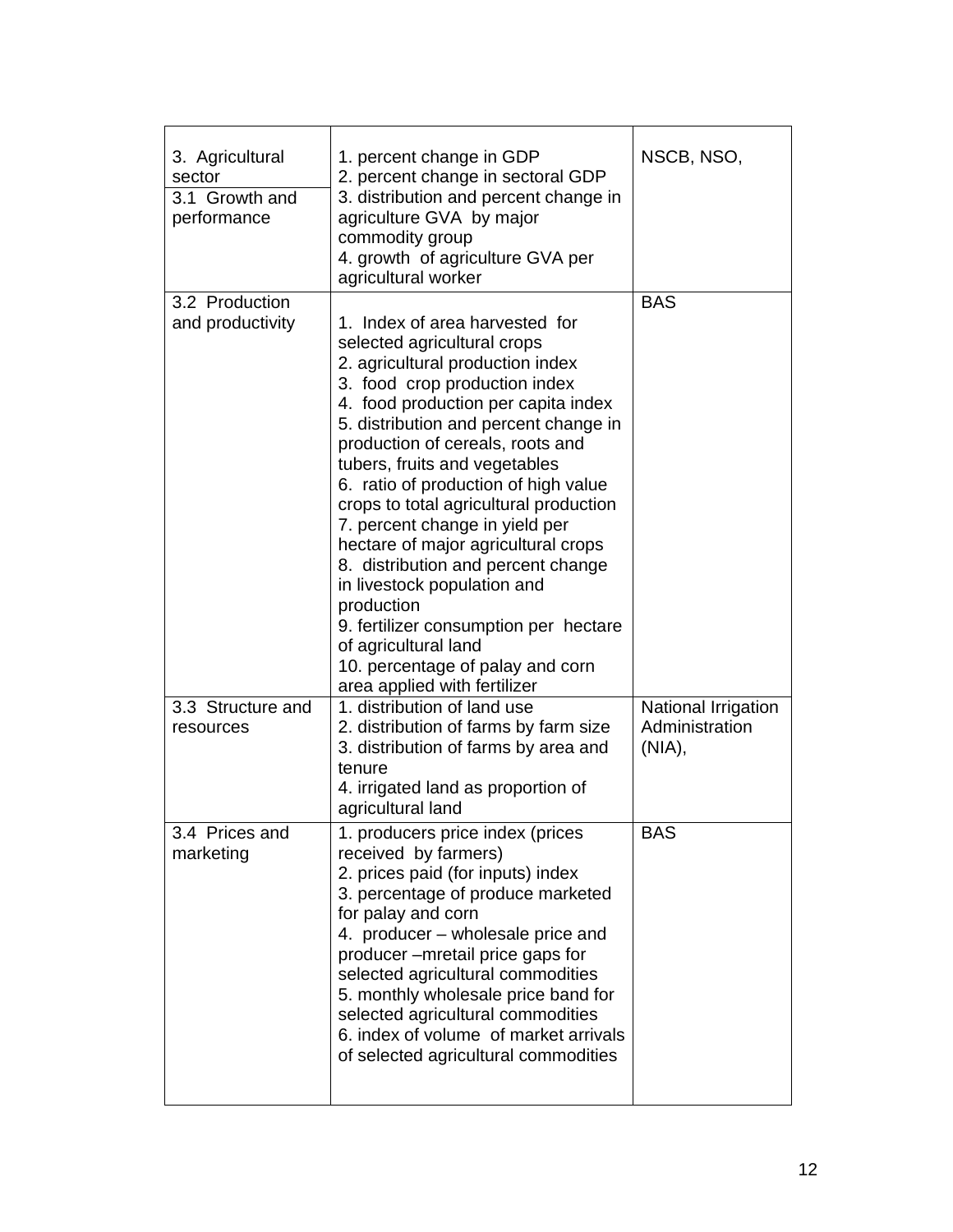| | | |
|---|---|---|
| 3. Agricultural sector<br>3.1 Growth and performance | 1. percent change in GDP<br>2. percent change in sectoral GDP<br>3. distribution and percent change in agriculture GVA by major commodity group<br>4. growth of agriculture GVA per agricultural worker | NSCB, NSO, |
| 3.2 Production and productivity | 1. Index of area harvested for selected agricultural crops<br>2. agricultural production index<br>3. food crop production index<br>4. food production per capita index<br>5. distribution and percent change in production of cereals, roots and tubers, fruits and vegetables<br>6. ratio of production of high value crops to total agricultural production<br>7. percent change in yield per hectare of major agricultural crops<br>8. distribution and percent change in livestock population and production<br>9. fertilizer consumption per hectare of agricultural land<br>10. percentage of palay and corn area applied with fertilizer | BAS |
| 3.3 Structure and resources | 1. distribution of land use<br>2. distribution of farms by farm size<br>3. distribution of farms by area and tenure<br>4. irrigated land as proportion of agricultural land | National Irrigation Administration (NIA), |
| 3.4 Prices and marketing | 1. producers price index (prices received by farmers)<br>2. prices paid (for inputs) index<br>3. percentage of produce marketed for palay and corn<br>4. producer – wholesale price and producer –mretail price gaps for selected agricultural commodities<br>5. monthly wholesale price band for selected agricultural commodities<br>6. index of volume of market arrivals of selected agricultural commodities | BAS |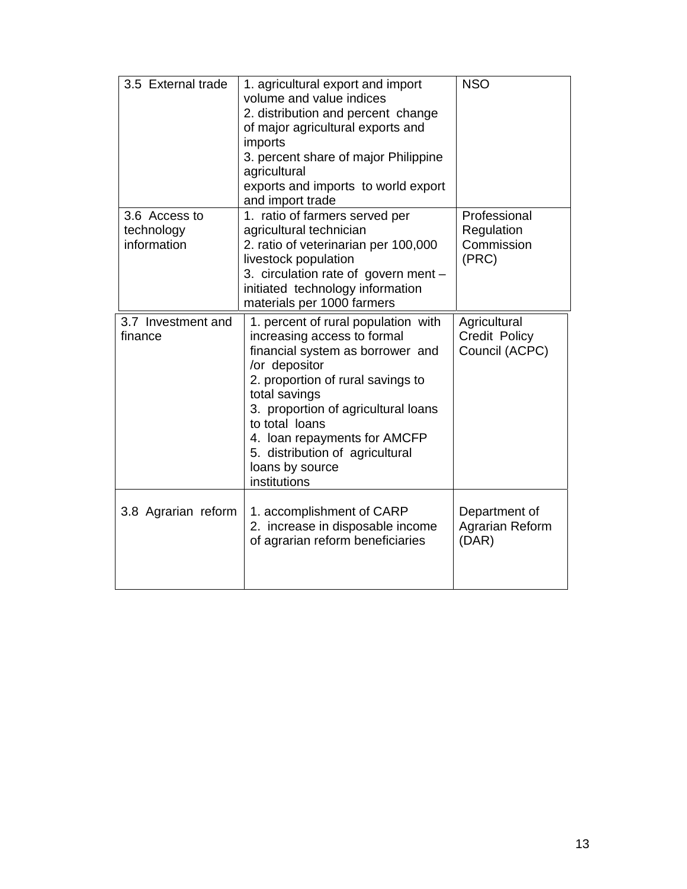| 3.5 External trade | 1. agricultural export and import volume and value indices<br>2. distribution and percent change of major agricultural exports and imports<br>3. percent share of major Philippine agricultural exports and imports to world export and import trade | NSO |
|---|---|---|
| 3.6 Access to technology information | 1. ratio of farmers served per agricultural technician<br>2. ratio of veterinarian per 100,000 livestock population<br>3. circulation rate of govern ment – initiated technology information materials per 1000 farmers | Professional Regulation Commission (PRC) |
| 3.7 Investment and finance | 1. percent of rural population with increasing access to formal financial system as borrower and /or depositor<br>2. proportion of rural savings to total savings<br>3. proportion of agricultural loans to total loans<br>4. loan repayments for AMCFP<br>5. distribution of agricultural loans by source institutions | Agricultural Credit Policy Council (ACPC) |
| 3.8 Agrarian reform | 1. accomplishment of CARP<br>2. increase in disposable income of agrarian reform beneficiaries | Department of Agrarian Reform (DAR) |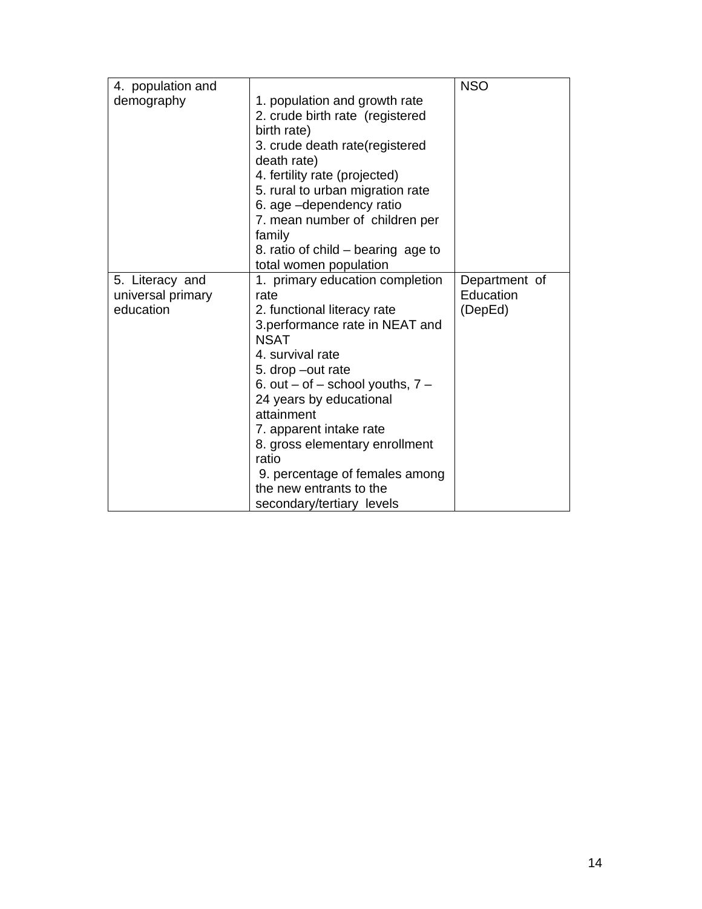| | | |
|---|---|---|
| 4. population and demography | 1. population and growth rate<br>2. crude birth rate (registered birth rate)<br>3. crude death rate(registered death rate)<br>4. fertility rate (projected)<br>5. rural to urban migration rate<br>6. age –dependency ratio<br>7. mean number of children per family<br>8. ratio of child – bearing age to total women population | NSO |
| 5. Literacy and universal primary education | 1. primary education completion rate<br>2. functional literacy rate<br>3.performance rate in NEAT and NSAT<br>4. survival rate<br>5. drop –out rate<br>6. out – of – school youths, 7 – 24 years by educational attainment<br>7. apparent intake rate<br>8. gross elementary enrollment ratio<br>9. percentage of females among the new entrants to the secondary/tertiary levels | Department of Education (DepEd) |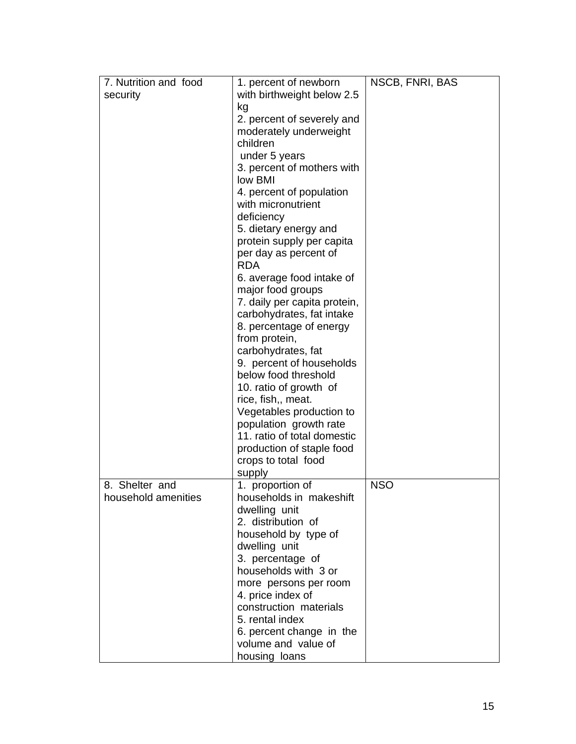| 7. Nutrition and food security | 1. percent of newborn with birthweight below 2.5 kg<br>2. percent of severely and moderately underweight children under 5 years<br>3. percent of mothers with low BMI<br>4. percent of population with micronutrient deficiency<br>5. dietary energy and protein supply per capita per day as percent of RDA<br>6. average food intake of major food groups<br>7. daily per capita protein, carbohydrates, fat intake<br>8. percentage of energy from protein, carbohydrates, fat<br>9. percent of households below food threshold<br>10. ratio of growth of rice, fish,, meat. Vegetables production to population growth rate<br>11. ratio of total domestic production of staple food crops to total food supply | NSCB, FNRI, BAS |
|---|---|---|
| 8. Shelter and household amenities | 1. proportion of households in makeshift dwelling unit<br>2. distribution of household by type of dwelling unit<br>3. percentage of households with 3 or more persons per room<br>4. price index of construction materials<br>5. rental index<br>6. percent change in the volume and value of housing loans | NSO |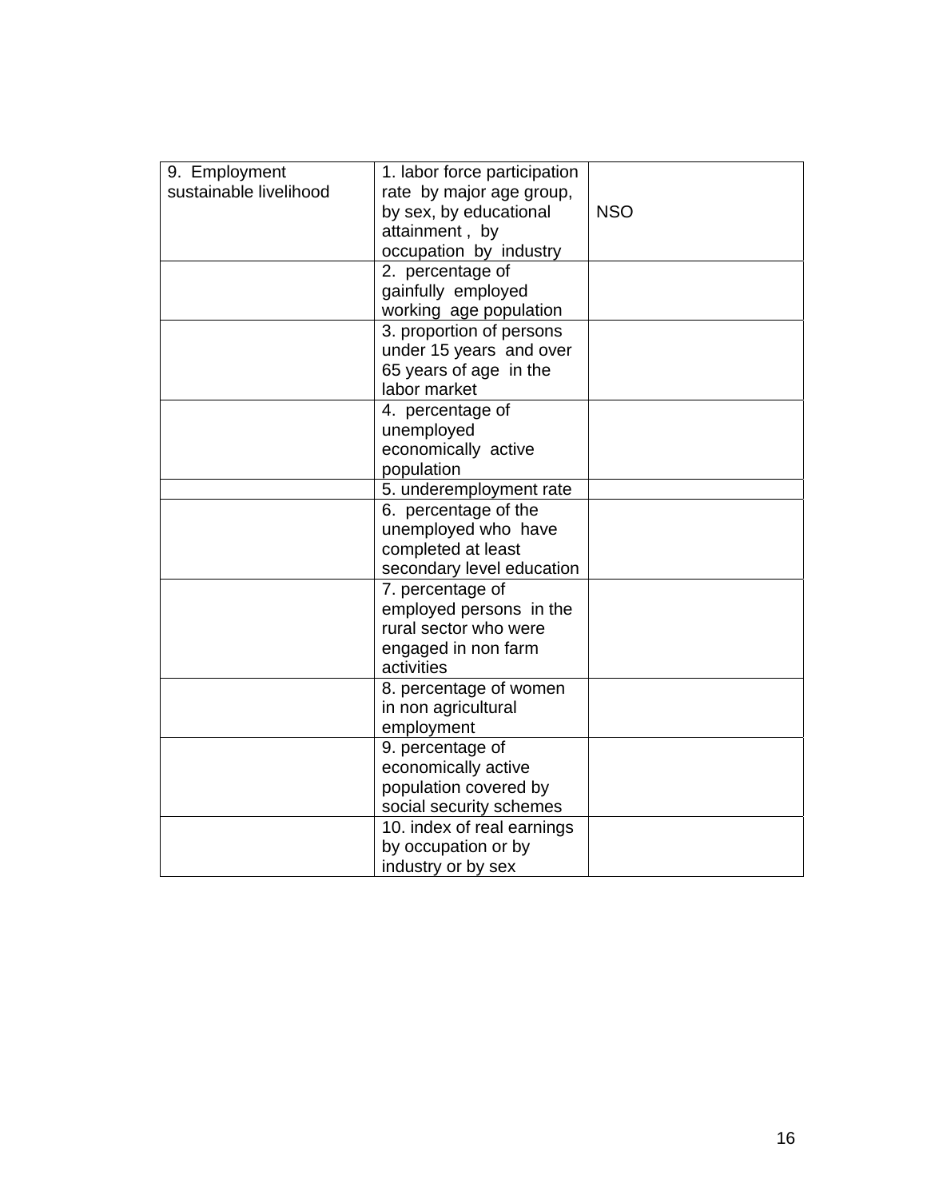| 9. Employment sustainable livelihood | 1. labor force participation rate by major age group, by sex, by educational attainment , by occupation by industry | NSO |
| --- | --- | --- |
| | 2. percentage of gainfully employed working age population | |
| | 3. proportion of persons under 15 years and over 65 years of age in the labor market | |
| | 4. percentage of unemployed economically active population | |
| | 5. underemployment rate | |
| | 6. percentage of the unemployed who have completed at least secondary level education | |
| | 7. percentage of employed persons in the rural sector who were engaged in non farm activities | |
| | 8. percentage of women in non agricultural employment | |
| | 9. percentage of economically active population covered by social security schemes | |
| | 10. index of real earnings by occupation or by industry or by sex | |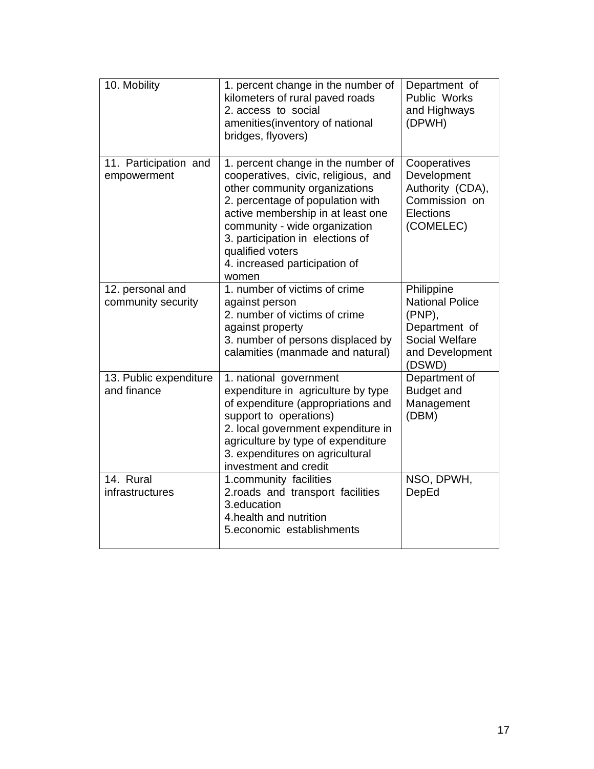| | | |
|---|---|---|
| 10. Mobility | 1. percent change in the number of kilometers of rural paved roads<br>2. access to social amenities(inventory of national bridges, flyovers) | Department of Public Works and Highways (DPWH) |
| 11. Participation and empowerment | 1. percent change in the number of cooperatives, civic, religious, and other community organizations<br>2. percentage of population with active membership in at least one community - wide organization<br>3. participation in elections of qualified voters<br>4. increased participation of women | Cooperatives Development Authority (CDA), Commission on Elections (COMELEC) |
| 12. personal and community security | 1. number of victims of crime against person<br>2. number of victims of crime against property<br>3. number of persons displaced by calamities (manmade and natural) | Philippine National Police (PNP), Department of Social Welfare and Development (DSWD) |
| 13. Public expenditure and finance | 1. national government expenditure in agriculture by type of expenditure (appropriations and support to operations)<br>2. local government expenditure in agriculture by type of expenditure<br>3. expenditures on agricultural investment and credit | Department of Budget and Management (DBM) |
| 14. Rural infrastructures | 1.community facilities<br>2.roads and transport facilities<br>3.education<br>4.health and nutrition<br>5.economic establishments | NSO, DPWH, DepEd |